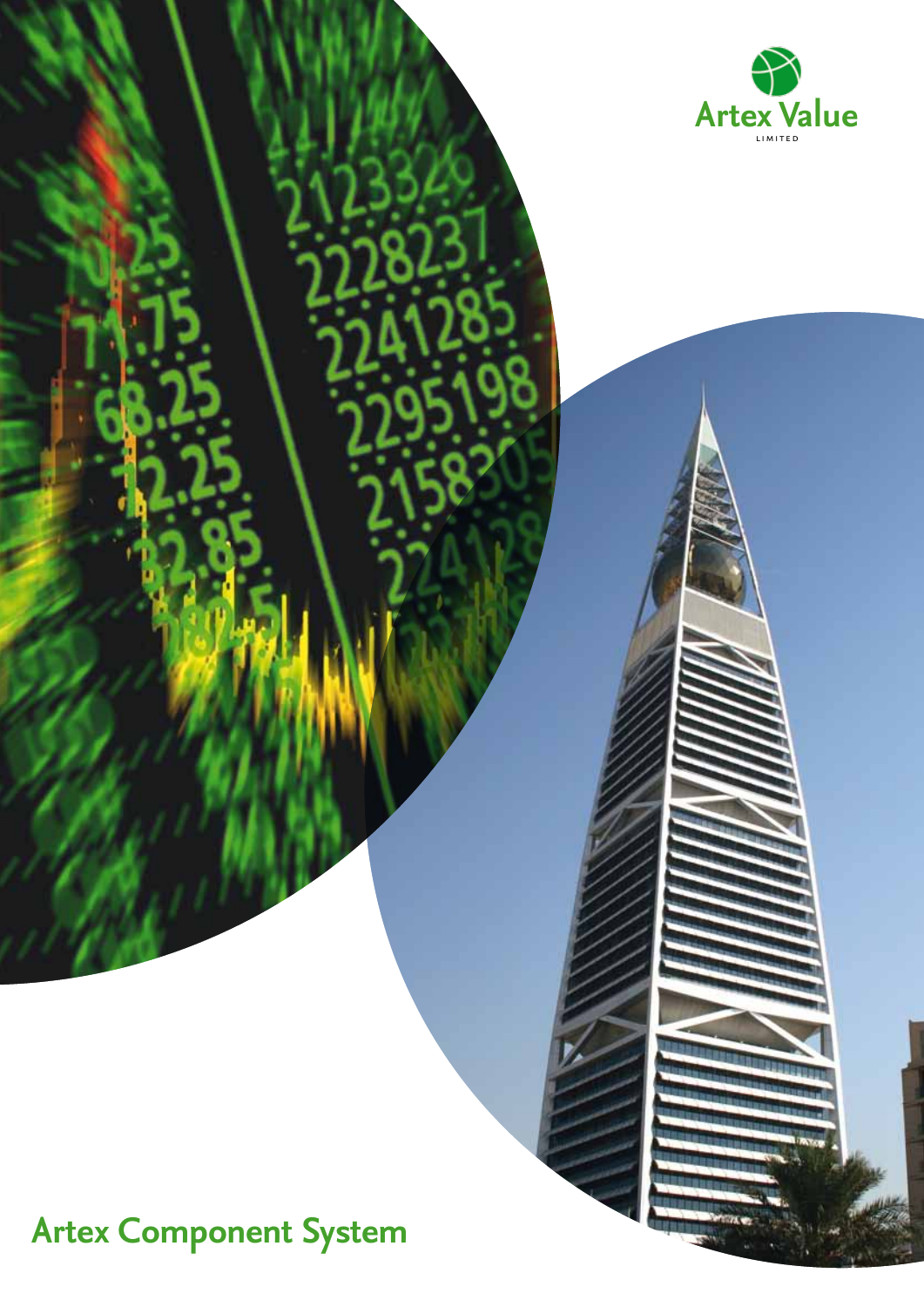Artex Value

LIMITED

# Artex Component System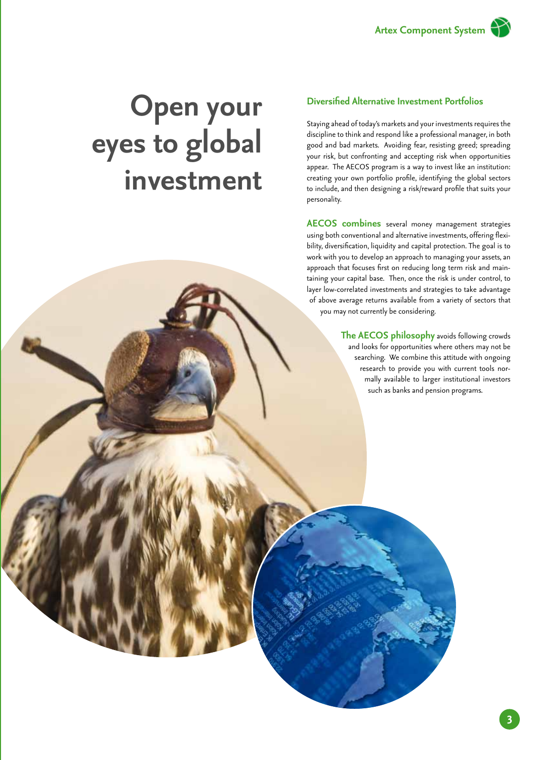# Open your eyes to global investment

## Diversified Alternative Investment Portfolios

Staying ahead of today's markets and your investments requires the discipline to think and respond like a professional manager, in both good and bad markets. Avoiding fear, resisting greed; spreading your risk, but confronting and accepting risk when opportunities appear. The AECOS program is a way to invest like an institution: creating your own portfolio profile, identifying the global sectors to include, and then designing a risk/reward profile that suits your personality.

**AECOS combines** several money management strategies using both conventional and alternative investments, offering flexibility, diversification, liquidity and capital protection. The goal is to work with you to develop an approach to managing your assets, an approach that focuses first on reducing long term risk and maintaining your capital base. Then, once the risk is under control, to layer low-correlated investments and strategies to take advantage of above average returns available from a variety of sectors that you may not currently be considering.

**The AECOS philosophy** avoids following crowds and looks for opportunities where others may not be searching. We combine this attitude with ongoing research to provide you with current tools normally available to larger institutional investors such as banks and pension programs.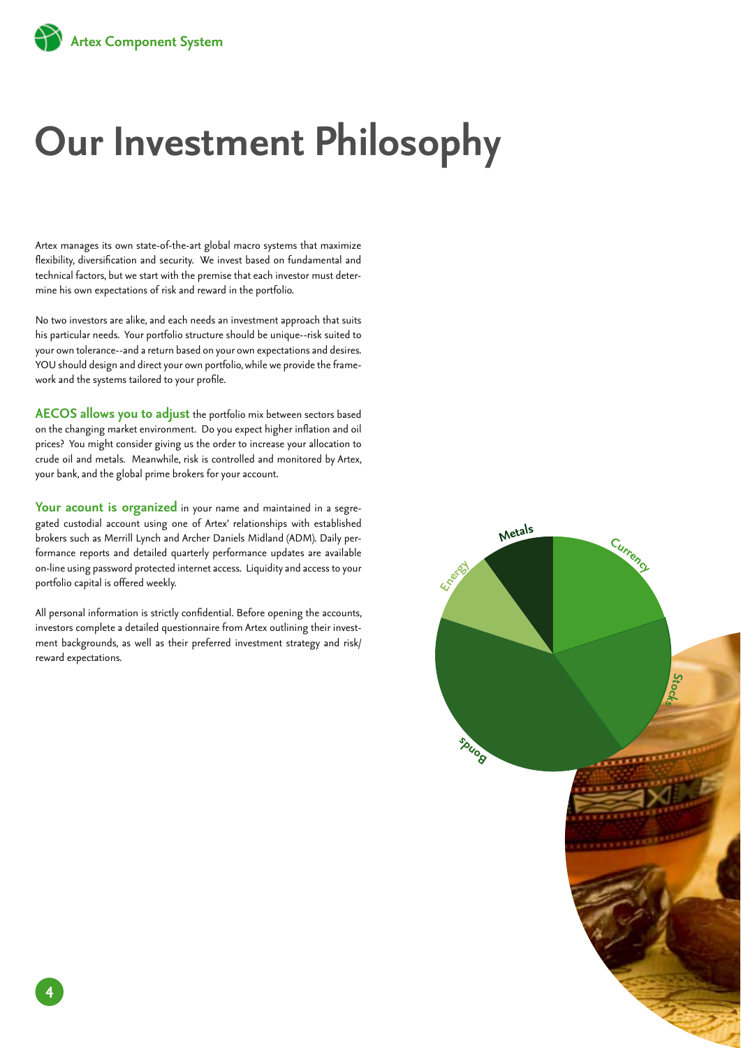# Our Investment Philosophy

Artex manages its own state-of-the-art global macro systems that maximize flexibility, diversification and security. We invest based on fundamental and technical factors, but we start with the premise that each investor must determine his own expectations of risk and reward in the portfolio.

No two investors are alike, and each needs an investment approach that suits his particular needs. Your portfolio structure should be unique--risk suited to your own tolerance--and a return based on your own expectations and desires. YOU should design and direct your own portfolio, while we provide the framework and the systems tailored to your profile.

**AECOS allows you to adjust** the portfolio mix between sectors based on the changing market environment. Do you expect higher inflation and oil prices? You might consider giving us the order to increase your allocation to crude oil and metals. Meanwhile, risk is controlled and monitored by Artex, your bank, and the global prime brokers for your account.

**Your acount is organized** in your name and maintained in a segregated custodial account using one of Artex' relationships with established brokers such as Merrill Lynch and Archer Daniels Midland (ADM). Daily performance reports and detailed quarterly performance updates are available on-line using password protected internet access. Liquidity and access to your portfolio capital is offered weekly.

All personal information is strictly confidential. Before opening the accounts, investors complete a detailed questionnaire from Artex outlining their investment backgrounds, as well as their preferred investment strategy and risk/reward expectations.

Metals
Currency
Energy
Stocks
Bonds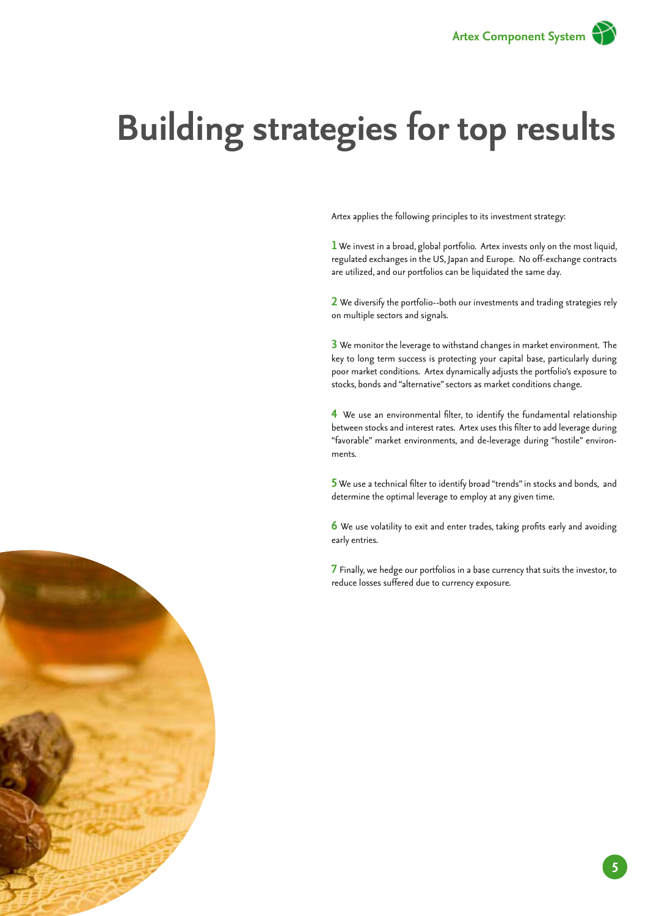# Building strategies for top results

Artex applies the following principles to its investment strategy:

**1** We invest in a broad, global portfolio. Artex invests only on the most liquid, regulated exchanges in the US, Japan and Europe. No off-exchange contracts are utilized, and our portfolios can be liquidated the same day.

**2** We diversify the portfolio--both our investments and trading strategies rely on multiple sectors and signals.

**3** We monitor the leverage to withstand changes in market environment. The key to long term success is protecting your capital base, particularly during poor market conditions. Artex dynamically adjusts the portfolio's exposure to stocks, bonds and "alternative" sectors as market conditions change.

**4** We use an environmental filter, to identify the fundamental relationship between stocks and interest rates. Artex uses this filter to add leverage during "favorable" market environments, and de-leverage during "hostile" environments.

**5** We use a technical filter to identify broad "trends" in stocks and bonds, and determine the optimal leverage to employ at any given time.

**6** We use volatility to exit and enter trades, taking profits early and avoiding early entries.

**7** Finally, we hedge our portfolios in a base currency that suits the investor, to reduce losses suffered due to currency exposure.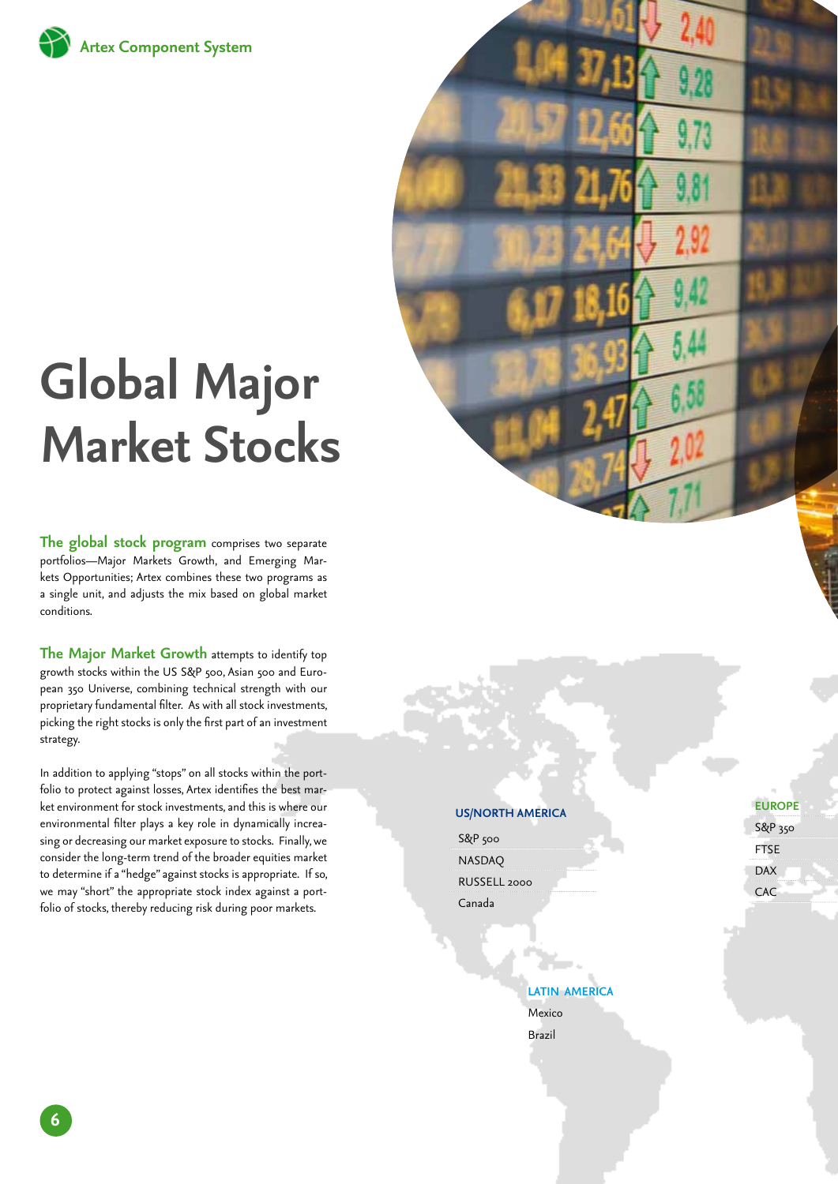# Global Major Market Stocks

**The global stock program** comprises two separate portfolios—Major Markets Growth, and Emerging Markets Opportunities; Artex combines these two programs as a single unit, and adjusts the mix based on global market conditions.

**The Major Market Growth** attempts to identify top growth stocks within the US S&P 500, Asian 500 and European 350 Universe, combining technical strength with our proprietary fundamental filter. As with all stock investments, picking the right stocks is only the first part of an investment strategy.

In addition to applying "stops" on all stocks within the portfolio to protect against losses, Artex identifies the best market environment for stock investments, and this is where our environmental filter plays a key role in dynamically increasing or decreasing our market exposure to stocks. Finally, we consider the long-term trend of the broader equities market to determine if a "hedge" against stocks is appropriate. If so, we may "short" the appropriate stock index against a portfolio of stocks, thereby reducing risk during poor markets.

**US/NORTH AMERICA**

S&P 500
NASDAQ
RUSSELL 2000
Canada

**EUROPE**

S&P 350
FTSE
DAX
CAC

**LATIN AMERICA**

Mexico
Brazil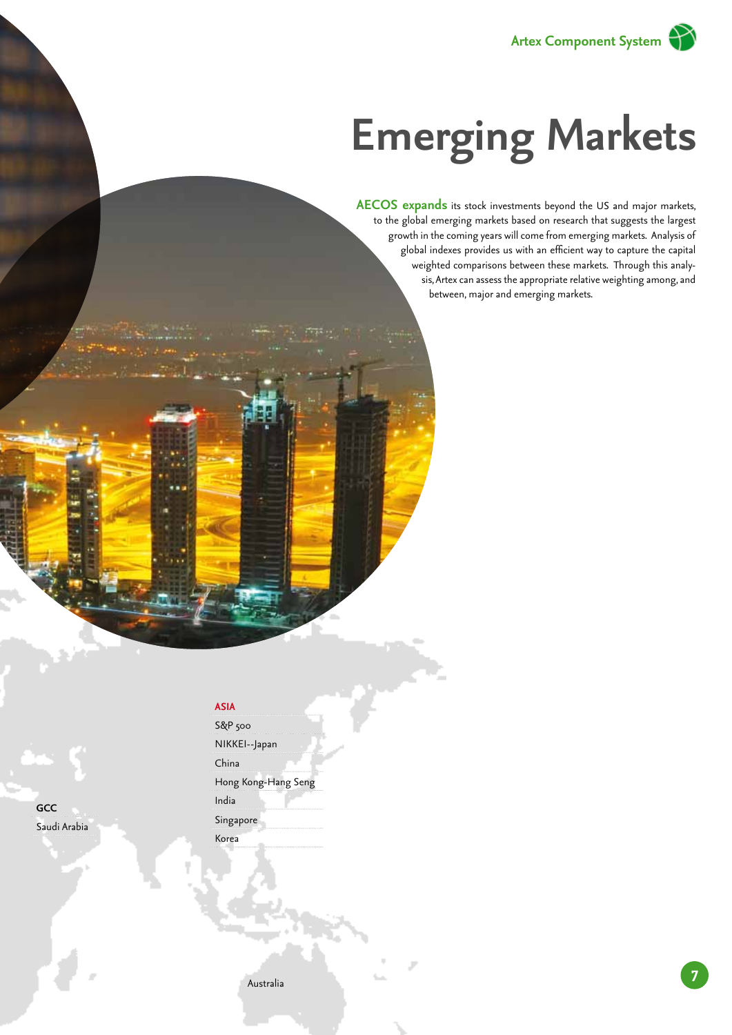# Emerging Markets

**AECOS expands** its stock investments beyond the US and major markets, to the global emerging markets based on research that suggests the largest growth in the coming years will come from emerging markets. Analysis of global indexes provides us with an efficient way to capture the capital weighted comparisons between these markets. Through this analysis, Artex can assess the appropriate relative weighting among, and between, major and emerging markets.

**ASIA**

- S&P 500
- NIKKEI--Japan
- China
- Hong Kong-Hang Seng
- India
- Singapore
- Korea

**GCC**

- Saudi Arabia

Australia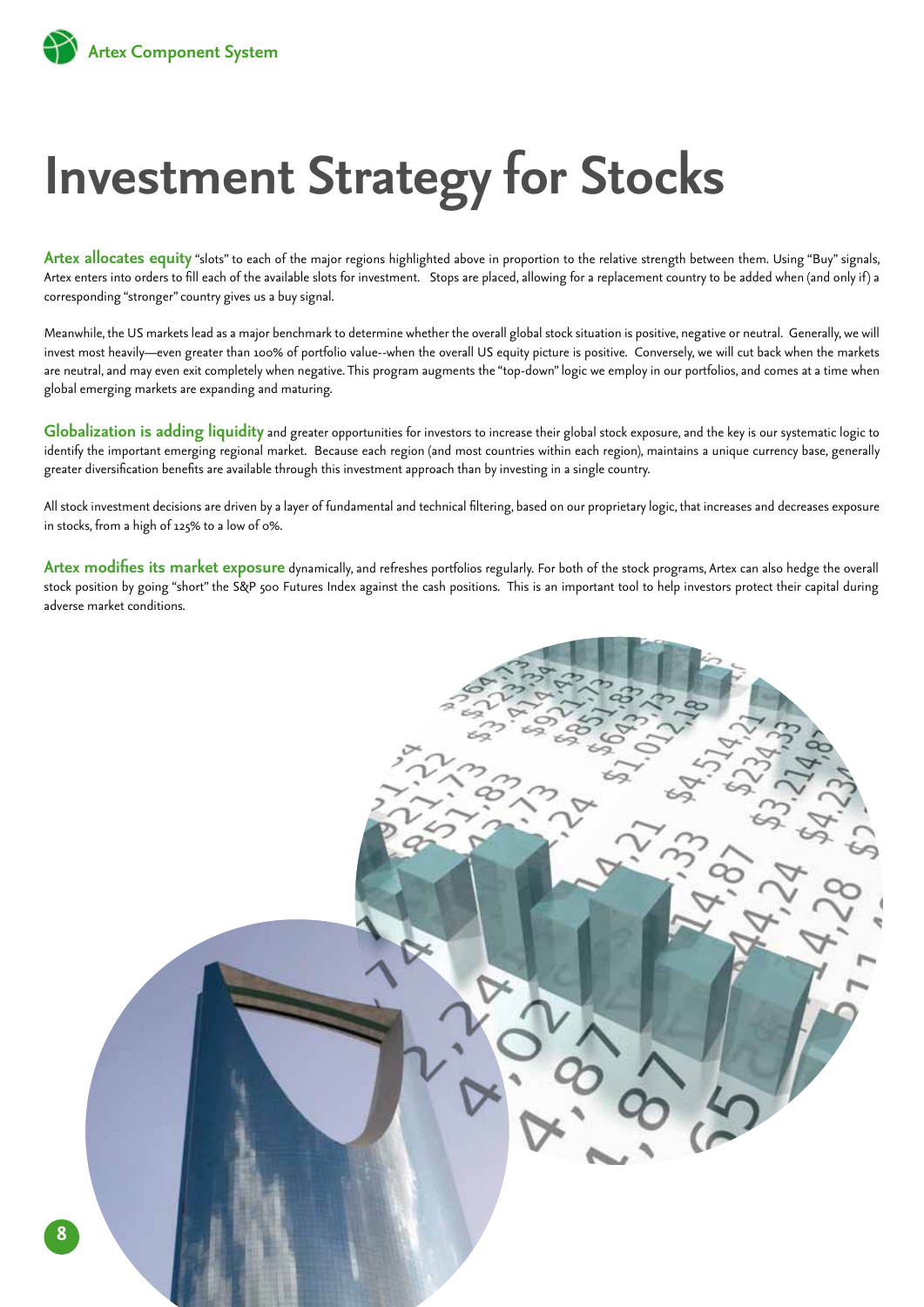# Investment Strategy for Stocks

**Artex allocates equity** "slots" to each of the major regions highlighted above in proportion to the relative strength between them. Using "Buy" signals, Artex enters into orders to fill each of the available slots for investment. Stops are placed, allowing for a replacement country to be added when (and only if) a corresponding "stronger" country gives us a buy signal.

Meanwhile, the US markets lead as a major benchmark to determine whether the overall global stock situation is positive, negative or neutral. Generally, we will invest most heavily—even greater than 100% of portfolio value--when the overall US equity picture is positive. Conversely, we will cut back when the markets are neutral, and may even exit completely when negative. This program augments the "top-down" logic we employ in our portfolios, and comes at a time when global emerging markets are expanding and maturing.

**Globalization is adding liquidity** and greater opportunities for investors to increase their global stock exposure, and the key is our systematic logic to identify the important emerging regional market. Because each region (and most countries within each region), maintains a unique currency base, generally greater diversification benefits are available through this investment approach than by investing in a single country.

All stock investment decisions are driven by a layer of fundamental and technical filtering, based on our proprietary logic, that increases and decreases exposure in stocks, from a high of 125% to a low of 0%.

**Artex modifies its market exposure** dynamically, and refreshes portfolios regularly. For both of the stock programs, Artex can also hedge the overall stock position by going "short" the S&P 500 Futures Index against the cash positions. This is an important tool to help investors protect their capital during adverse market conditions.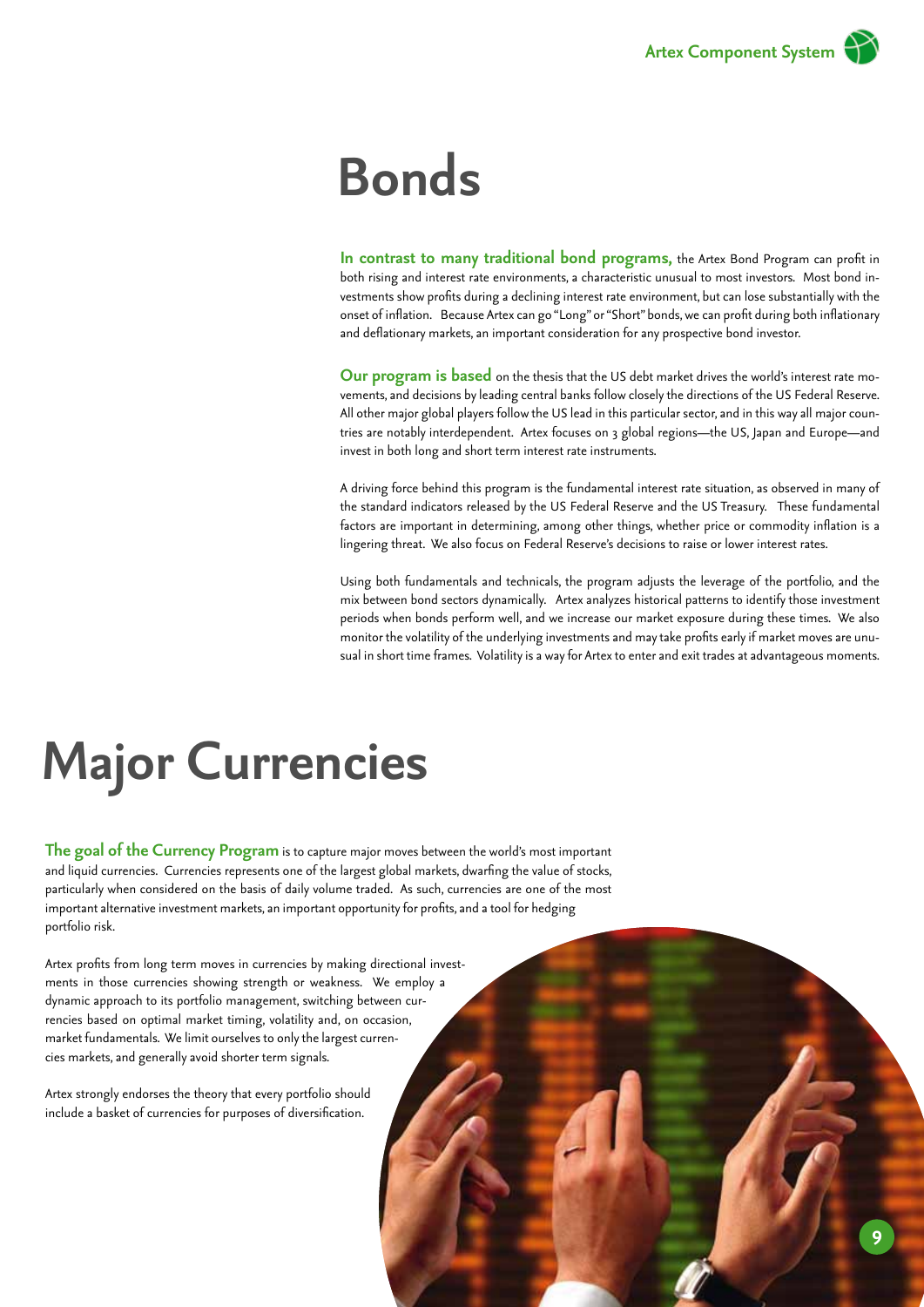# Bonds

**In contrast to many traditional bond programs,** the Artex Bond Program can profit in both rising and interest rate environments, a characteristic unusual to most investors. Most bond investments show profits during a declining interest rate environment, but can lose substantially with the onset of inflation. Because Artex can go "Long" or "Short" bonds, we can profit during both inflationary and deflationary markets, an important consideration for any prospective bond investor.

**Our program is based** on the thesis that the US debt market drives the world's interest rate movements, and decisions by leading central banks follow closely the directions of the US Federal Reserve. All other major global players follow the US lead in this particular sector, and in this way all major countries are notably interdependent. Artex focuses on 3 global regions—the US, Japan and Europe—and invest in both long and short term interest rate instruments.

A driving force behind this program is the fundamental interest rate situation, as observed in many of the standard indicators released by the US Federal Reserve and the US Treasury. These fundamental factors are important in determining, among other things, whether price or commodity inflation is a lingering threat. We also focus on Federal Reserve's decisions to raise or lower interest rates.

Using both fundamentals and technicals, the program adjusts the leverage of the portfolio, and the mix between bond sectors dynamically. Artex analyzes historical patterns to identify those investment periods when bonds perform well, and we increase our market exposure during these times. We also monitor the volatility of the underlying investments and may take profits early if market moves are unusual in short time frames. Volatility is a way for Artex to enter and exit trades at advantageous moments.

# Major Currencies

**The goal of the Currency Program** is to capture major moves between the world's most important and liquid currencies. Currencies represents one of the largest global markets, dwarfing the value of stocks, particularly when considered on the basis of daily volume traded. As such, currencies are one of the most important alternative investment markets, an important opportunity for profits, and a tool for hedging portfolio risk.

Artex profits from long term moves in currencies by making directional investments in those currencies showing strength or weakness. We employ a dynamic approach to its portfolio management, switching between currencies based on optimal market timing, volatility and, on occasion, market fundamentals. We limit ourselves to only the largest currencies markets, and generally avoid shorter term signals.

Artex strongly endorses the theory that every portfolio should include a basket of currencies for purposes of diversification.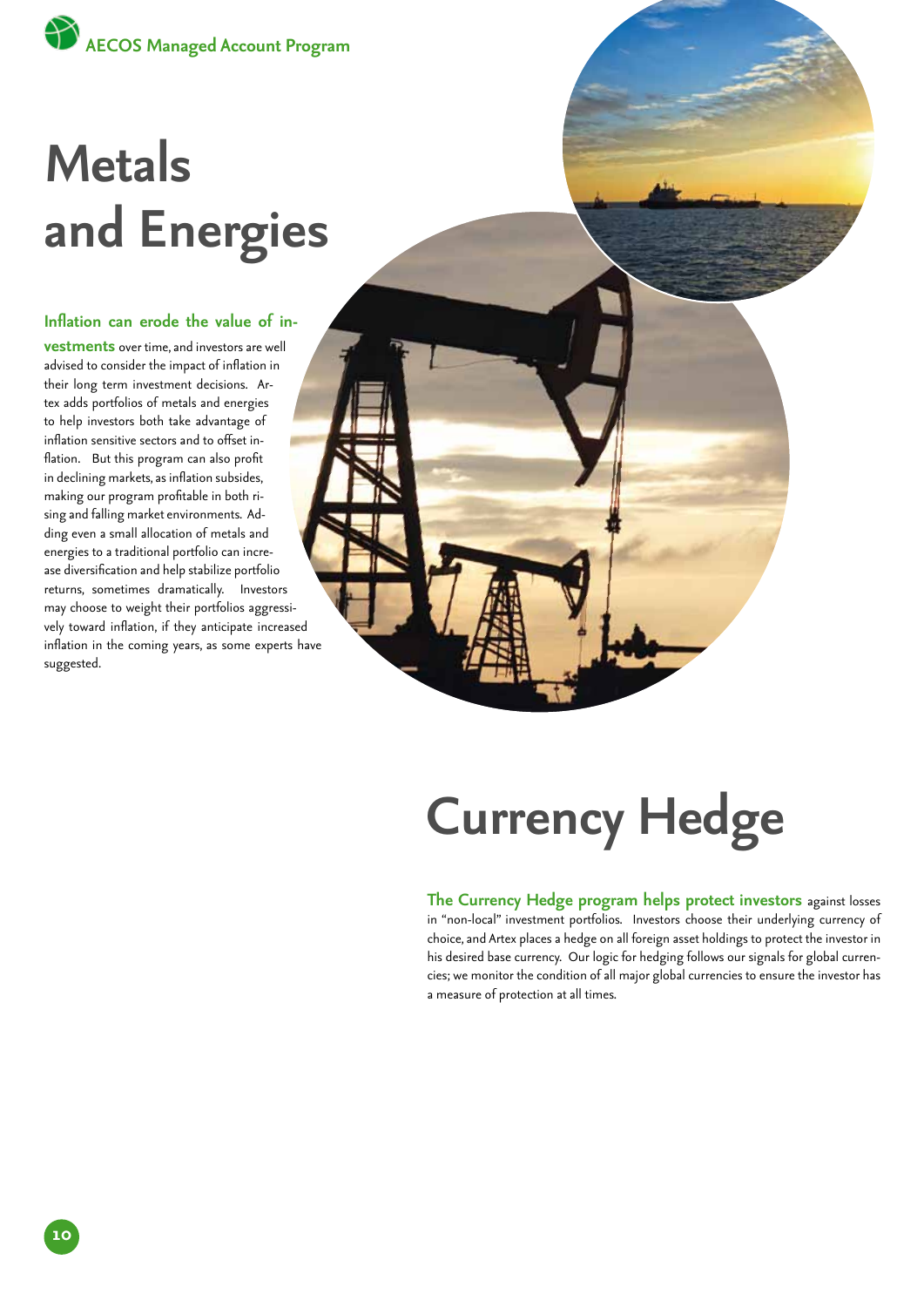# Metals and Energies

**Inflation can erode the value of investments** over time, and investors are well advised to consider the impact of inflation in their long term investment decisions. Artex adds portfolios of metals and energies to help investors both take advantage of inflation sensitive sectors and to offset inflation. But this program can also profit in declining markets, as inflation subsides, making our program profitable in both rising and falling market environments. Adding even a small allocation of metals and energies to a traditional portfolio can increase diversification and help stabilize portfolio returns, sometimes dramatically. Investors may choose to weight their portfolios aggressively toward inflation, if they anticipate increased inflation in the coming years, as some experts have suggested.

# Currency Hedge

**The Currency Hedge program helps protect investors** against losses in "non-local" investment portfolios. Investors choose their underlying currency of choice, and Artex places a hedge on all foreign asset holdings to protect the investor in his desired base currency. Our logic for hedging follows our signals for global currencies; we monitor the condition of all major global currencies to ensure the investor has a measure of protection at all times.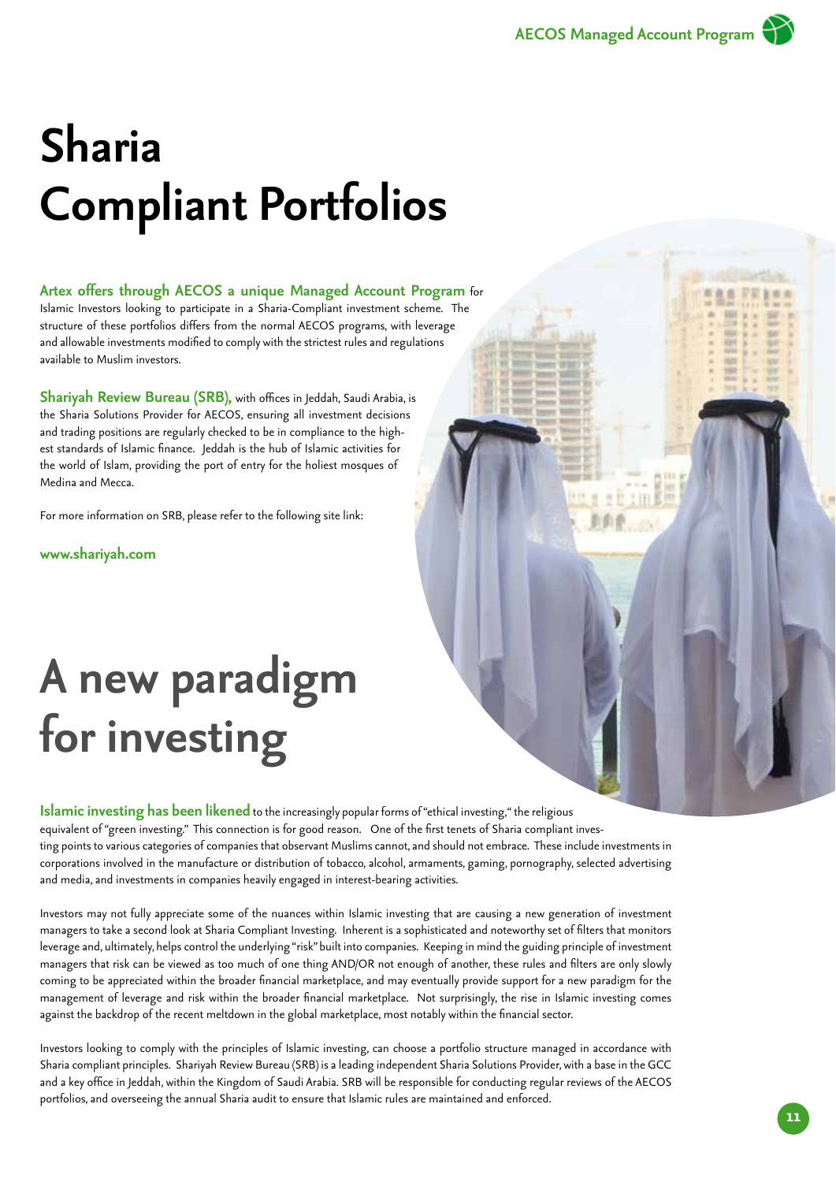# Sharia Compliant Portfolios

**Artex offers through AECOS a unique Managed Account Program** for Islamic Investors looking to participate in a Sharia-Compliant investment scheme. The structure of these portfolios differs from the normal AECOS programs, with leverage and allowable investments modified to comply with the strictest rules and regulations available to Muslim investors.

**Shariyah Review Bureau (SRB),** with offices in Jeddah, Saudi Arabia, is the Sharia Solutions Provider for AECOS, ensuring all investment decisions and trading positions are regularly checked to be in compliance to the highest standards of Islamic finance. Jeddah is the hub of Islamic activities for the world of Islam, providing the port of entry for the holiest mosques of Medina and Mecca.

For more information on SRB, please refer to the following site link:

**www.shariyah.com**

# A new paradigm for investing

**Islamic investing has been likened** to the increasingly popular forms of "ethical investing," the religious equivalent of "green investing." This connection is for good reason. One of the first tenets of Sharia compliant investing points to various categories of companies that observant Muslims cannot, and should not embrace. These include investments in corporations involved in the manufacture or distribution of tobacco, alcohol, armaments, gaming, pornography, selected advertising and media, and investments in companies heavily engaged in interest-bearing activities.

Investors may not fully appreciate some of the nuances within Islamic investing that are causing a new generation of investment managers to take a second look at Sharia Compliant Investing. Inherent is a sophisticated and noteworthy set of filters that monitors leverage and, ultimately, helps control the underlying "risk" built into companies. Keeping in mind the guiding principle of investment managers that risk can be viewed as too much of one thing AND/OR not enough of another, these rules and filters are only slowly coming to be appreciated within the broader financial marketplace, and may eventually provide support for a new paradigm for the management of leverage and risk within the broader financial marketplace. Not surprisingly, the rise in Islamic investing comes against the backdrop of the recent meltdown in the global marketplace, most notably within the financial sector.

Investors looking to comply with the principles of Islamic investing, can choose a portfolio structure managed in accordance with Sharia compliant principles. Shariyah Review Bureau (SRB) is a leading independent Sharia Solutions Provider, with a base in the GCC and a key office in Jeddah, within the Kingdom of Saudi Arabia. SRB will be responsible for conducting regular reviews of the AECOS portfolios, and overseeing the annual Sharia audit to ensure that Islamic rules are maintained and enforced.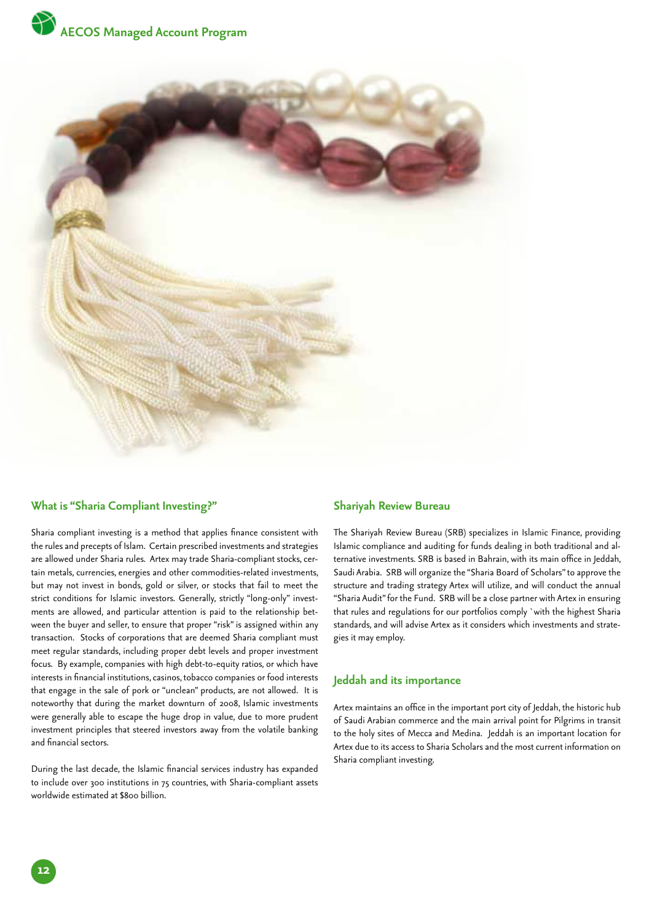# AECOS Managed Account Program

## What is "Sharia Compliant Investing?"

Sharia compliant investing is a method that applies finance consistent with the rules and precepts of Islam. Certain prescribed investments and strategies are allowed under Sharia rules. Artex may trade Sharia-compliant stocks, certain metals, currencies, energies and other commodities-related investments, but may not invest in bonds, gold or silver, or stocks that fail to meet the strict conditions for Islamic investors. Generally, strictly "long-only" investments are allowed, and particular attention is paid to the relationship between the buyer and seller, to ensure that proper "risk" is assigned within any transaction. Stocks of corporations that are deemed Sharia compliant must meet regular standards, including proper debt levels and proper investment focus. By example, companies with high debt-to-equity ratios, or which have interests in financial institutions, casinos, tobacco companies or food interests that engage in the sale of pork or "unclean" products, are not allowed. It is noteworthy that during the market downturn of 2008, Islamic investments were generally able to escape the huge drop in value, due to more prudent investment principles that steered investors away from the volatile banking and financial sectors.

During the last decade, the Islamic financial services industry has expanded to include over 300 institutions in 75 countries, with Sharia-compliant assets worldwide estimated at $800 billion.

## Shariyah Review Bureau

The Shariyah Review Bureau (SRB) specializes in Islamic Finance, providing Islamic compliance and auditing for funds dealing in both traditional and alternative investments. SRB is based in Bahrain, with its main office in Jeddah, Saudi Arabia. SRB will organize the "Sharia Board of Scholars" to approve the structure and trading strategy Artex will utilize, and will conduct the annual "Sharia Audit" for the Fund. SRB will be a close partner with Artex in ensuring that rules and regulations for our portfolios comply `with the highest Sharia standards, and will advise Artex as it considers which investments and strategies it may employ.

## Jeddah and its importance

Artex maintains an office in the important port city of Jeddah, the historic hub of Saudi Arabian commerce and the main arrival point for Pilgrims in transit to the holy sites of Mecca and Medina. Jeddah is an important location for Artex due to its access to Sharia Scholars and the most current information on Sharia compliant investing.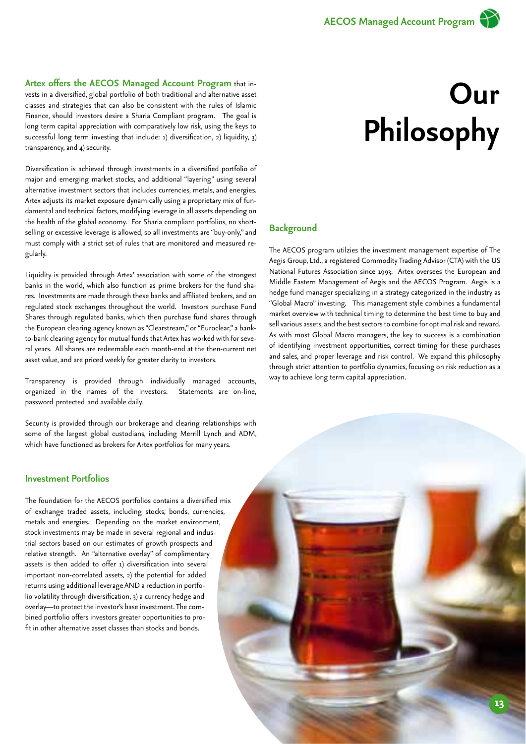# Our Philosophy

**Artex offers the AECOS Managed Account Program** that invests in a diversified, global portfolio of both traditional and alternative asset classes and strategies that can also be consistent with the rules of Islamic Finance, should investors desire a Sharia Compliant program. The goal is long term capital appreciation with comparatively low risk, using the keys to successful long term investing that include: 1) diversification, 2) liquidity, 3) transparency, and 4) security.

Diversification is achieved through investments in a diversified portfolio of major and emerging market stocks, and additional "layering" using several alternative investment sectors that includes currencies, metals, and energies. Artex adjusts its market exposure dynamically using a proprietary mix of fundamental and technical factors, modifying leverage in all assets depending on the health of the global economy. For Sharia compliant portfolios, no short-selling or excessive leverage is allowed, so all investments are "buy-only," and must comply with a strict set of rules that are monitored and measured regularly.

Liquidity is provided through Artex' association with some of the strongest banks in the world, which also function as prime brokers for the fund shares. Investments are made through these banks and affiliated brokers, and on regulated stock exchanges throughout the world. Investors purchase Fund Shares through regulated banks, which then purchase fund shares through the European clearing agency known as "Clearstream," or "Euroclear," a bank-to-bank clearing agency for mutual funds that Artex has worked with for several years. All shares are redeemable each month-end at the then-current net asset value, and are priced weekly for greater clarity to investors.

Transparency is provided through individually managed accounts, organized in the names of the investors. Statements are on-line, password protected and available daily.

Security is provided through our brokerage and clearing relationships with some of the largest global custodians, including Merrill Lynch and ADM, which have functioned as brokers for Artex portfolios for many years.

## Investment Portfolios

The foundation for the AECOS portfolios contains a diversified mix of exchange traded assets, including stocks, bonds, currencies, metals and energies. Depending on the market environment, stock investments may be made in several regional and industrial sectors based on our estimates of growth prospects and relative strength. An "alternative overlay" of complimentary assets is then added to offer 1) diversification into several important non-correlated assets, 2) the potential for added returns using additional leverage AND a reduction in portfolio volatility through diversification, 3) a currency hedge and overlay—to protect the investor's base investment. The combined portfolio offers investors greater opportunities to profit in other alternative asset classes than stocks and bonds.

## Background

The AECOS program utlizies the investment management expertise of The Aegis Group, Ltd., a registered Commodity Trading Advisor (CTA) with the US National Futures Association since 1993. Artex oversees the European and Middle Eastern Management of Aegis and the AECOS Program. Aegis is a hedge fund manager specializing in a strategy categorized in the industry as "Global Macro" investing. This management style combines a fundamental market overview with technical timing to determine the best time to buy and sell various assets, and the best sectors to combine for optimal risk and reward. As with most Global Macro managers, the key to success is a combination of identifying investment opportunities, correct timing for these purchases and sales, and proper leverage and risk control. We expand this philosophy through strict attention to portfolio dynamics, focusing on risk reduction as a way to achieve long term capital appreciation.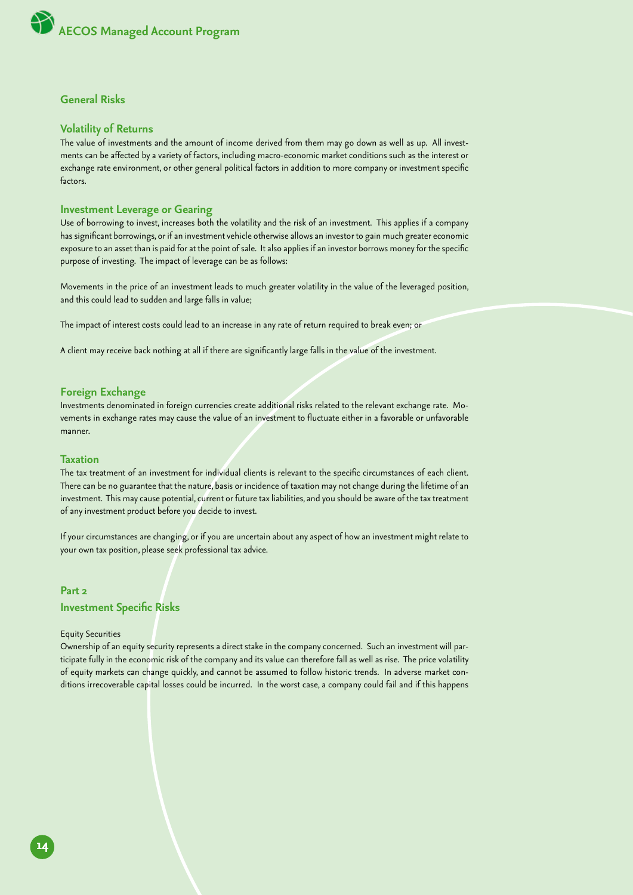## General Risks

### Volatility of Returns

The value of investments and the amount of income derived from them may go down as well as up. All investments can be affected by a variety of factors, including macro-economic market conditions such as the interest or exchange rate environment, or other general political factors in addition to more company or investment specific factors.

### Investment Leverage or Gearing

Use of borrowing to invest, increases both the volatility and the risk of an investment. This applies if a company has significant borrowings, or if an investment vehicle otherwise allows an investor to gain much greater economic exposure to an asset than is paid for at the point of sale. It also applies if an investor borrows money for the specific purpose of investing. The impact of leverage can be as follows:

Movements in the price of an investment leads to much greater volatility in the value of the leveraged position, and this could lead to sudden and large falls in value;

The impact of interest costs could lead to an increase in any rate of return required to break even; or

A client may receive back nothing at all if there are significantly large falls in the value of the investment.

### Foreign Exchange

Investments denominated in foreign currencies create additional risks related to the relevant exchange rate. Movements in exchange rates may cause the value of an investment to fluctuate either in a favorable or unfavorable manner.

### Taxation

The tax treatment of an investment for individual clients is relevant to the specific circumstances of each client. There can be no guarantee that the nature, basis or incidence of taxation may not change during the lifetime of an investment. This may cause potential, current or future tax liabilities, and you should be aware of the tax treatment of any investment product before you decide to invest.

If your circumstances are changing, or if you are uncertain about any aspect of how an investment might relate to your own tax position, please seek professional tax advice.

## Part 2

## Investment Specific Risks

Equity Securities

Ownership of an equity security represents a direct stake in the company concerned. Such an investment will participate fully in the economic risk of the company and its value can therefore fall as well as rise. The price volatility of equity markets can change quickly, and cannot be assumed to follow historic trends. In adverse market conditions irrecoverable capital losses could be incurred. In the worst case, a company could fail and if this happens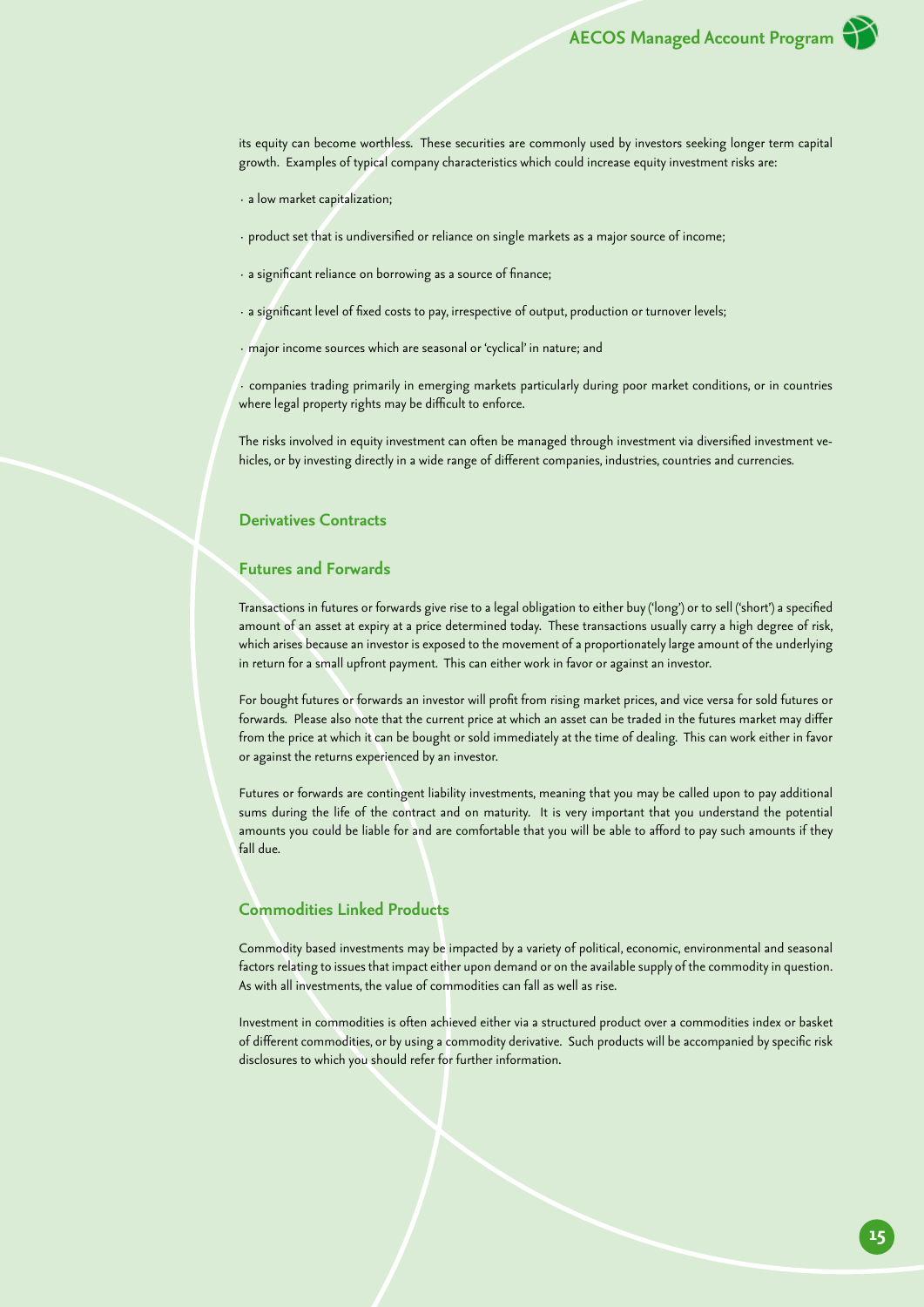its equity can become worthless. These securities are commonly used by investors seeking longer term capital growth. Examples of typical company characteristics which could increase equity investment risks are:

- a low market capitalization;
- product set that is undiversified or reliance on single markets as a major source of income;
- a significant reliance on borrowing as a source of finance;
- a significant level of fixed costs to pay, irrespective of output, production or turnover levels;
- major income sources which are seasonal or 'cyclical' in nature; and
- companies trading primarily in emerging markets particularly during poor market conditions, or in countries where legal property rights may be difficult to enforce.

The risks involved in equity investment can often be managed through investment via diversified investment vehicles, or by investing directly in a wide range of different companies, industries, countries and currencies.

## Derivatives Contracts

## Futures and Forwards

Transactions in futures or forwards give rise to a legal obligation to either buy ('long') or to sell ('short') a specified amount of an asset at expiry at a price determined today. These transactions usually carry a high degree of risk, which arises because an investor is exposed to the movement of a proportionately large amount of the underlying in return for a small upfront payment. This can either work in favor or against an investor.

For bought futures or forwards an investor will profit from rising market prices, and vice versa for sold futures or forwards. Please also note that the current price at which an asset can be traded in the futures market may differ from the price at which it can be bought or sold immediately at the time of dealing. This can work either in favor or against the returns experienced by an investor.

Futures or forwards are contingent liability investments, meaning that you may be called upon to pay additional sums during the life of the contract and on maturity. It is very important that you understand the potential amounts you could be liable for and are comfortable that you will be able to afford to pay such amounts if they fall due.

## Commodities Linked Products

Commodity based investments may be impacted by a variety of political, economic, environmental and seasonal factors relating to issues that impact either upon demand or on the available supply of the commodity in question. As with all investments, the value of commodities can fall as well as rise.

Investment in commodities is often achieved either via a structured product over a commodities index or basket of different commodities, or by using a commodity derivative. Such products will be accompanied by specific risk disclosures to which you should refer for further information.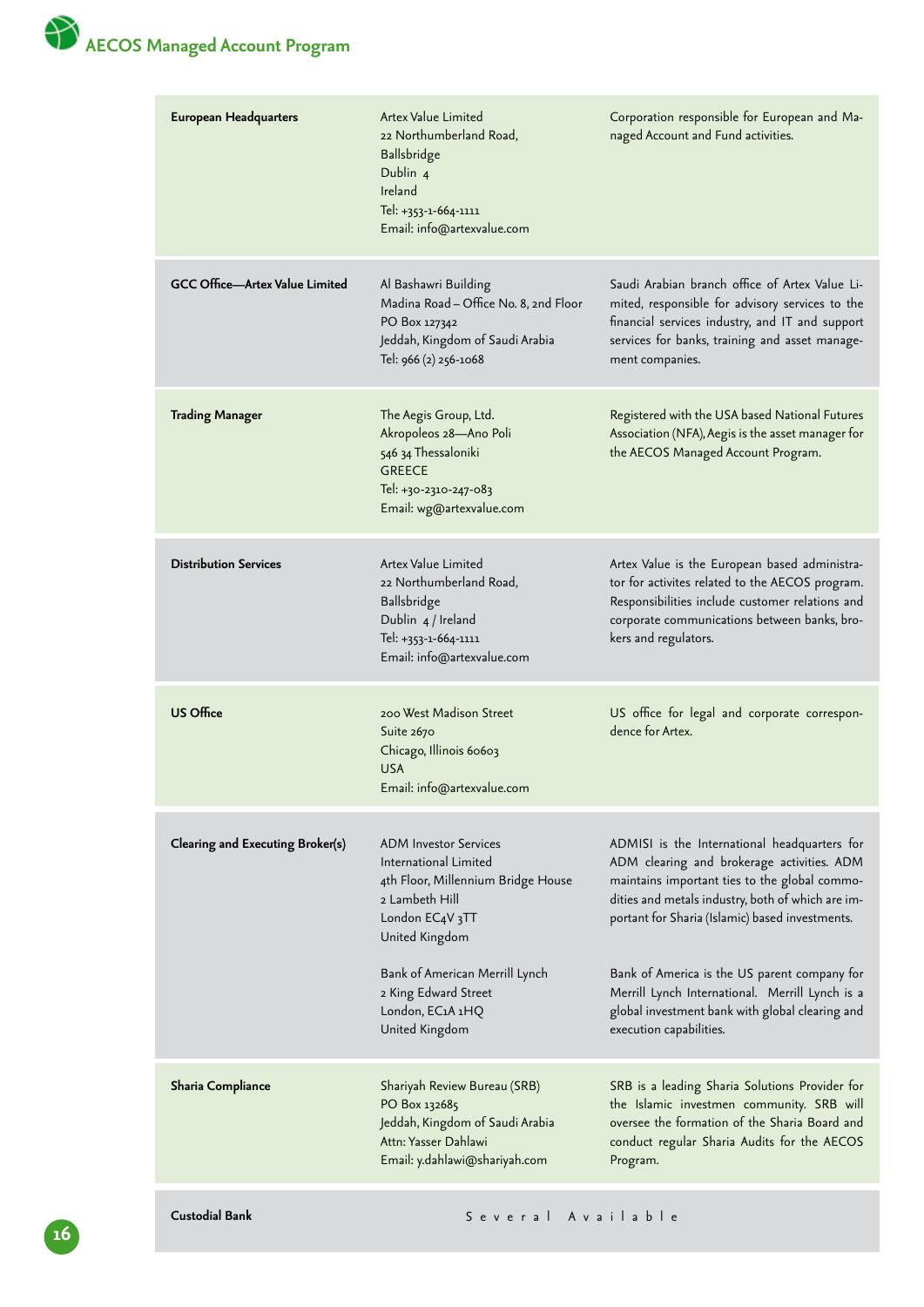| | | |
|---|---|---|
| **European Headquarters** | Artex Value Limited<br>22 Northumberland Road,<br>Ballsbridge<br>Dublin 4<br>Ireland<br>Tel: +353-1-664-1111<br>Email: info@artexvalue.com | Corporation responsible for European and Managed Account and Fund activities. |
| **GCC Office—Artex Value Limited** | Al Bashawri Building<br>Madina Road – Office No. 8, 2nd Floor<br>PO Box 127342<br>Jeddah, Kingdom of Saudi Arabia<br>Tel: 966 (2) 256-1068 | Saudi Arabian branch office of Artex Value Limited, responsible for advisory services to the financial services industry, and IT and support services for banks, training and asset management companies. |
| **Trading Manager** | The Aegis Group, Ltd.<br>Akropoleos 28—Ano Poli<br>546 34 Thessaloniki<br>GREECE<br>Tel: +30-2310-247-083<br>Email: wg@artexvalue.com | Registered with the USA based National Futures Association (NFA), Aegis is the asset manager for the AECOS Managed Account Program. |
| **Distribution Services** | Artex Value Limited<br>22 Northumberland Road,<br>Ballsbridge<br>Dublin 4 / Ireland<br>Tel: +353-1-664-1111<br>Email: info@artexvalue.com | Artex Value is the European based administrator for activites related to the AECOS program. Responsibilities include customer relations and corporate communications between banks, brokers and regulators. |
| **US Office** | 200 West Madison Street<br>Suite 2670<br>Chicago, Illinois 60603<br>USA<br>Email: info@artexvalue.com | US office for legal and corporate correspondence for Artex. |
| **Clearing and Executing Broker(s)** | ADM Investor Services<br>International Limited<br>4th Floor, Millennium Bridge House<br>2 Lambeth Hill<br>London EC4V 3TT<br>United Kingdom<br><br>Bank of American Merrill Lynch<br>2 King Edward Street<br>London, EC1A 1HQ<br>United Kingdom | ADMISI is the International headquarters for ADM clearing and brokerage activities. ADM maintains important ties to the global commodities and metals industry, both of which are important for Sharia (Islamic) based investments.<br><br>Bank of America is the US parent company for Merrill Lynch International. Merrill Lynch is a global investment bank with global clearing and execution capabilities. |
| **Sharia Compliance** | Shariyah Review Bureau (SRB)<br>PO Box 132685<br>Jeddah, Kingdom of Saudi Arabia<br>Attn: Yasser Dahlawi<br>Email: y.dahlawi@shariyah.com | SRB is a leading Sharia Solutions Provider for the Islamic investmen community. SRB will oversee the formation of the Sharia Board and conduct regular Sharia Audits for the AECOS Program. |
| **Custodial Bank** | Several Available | |